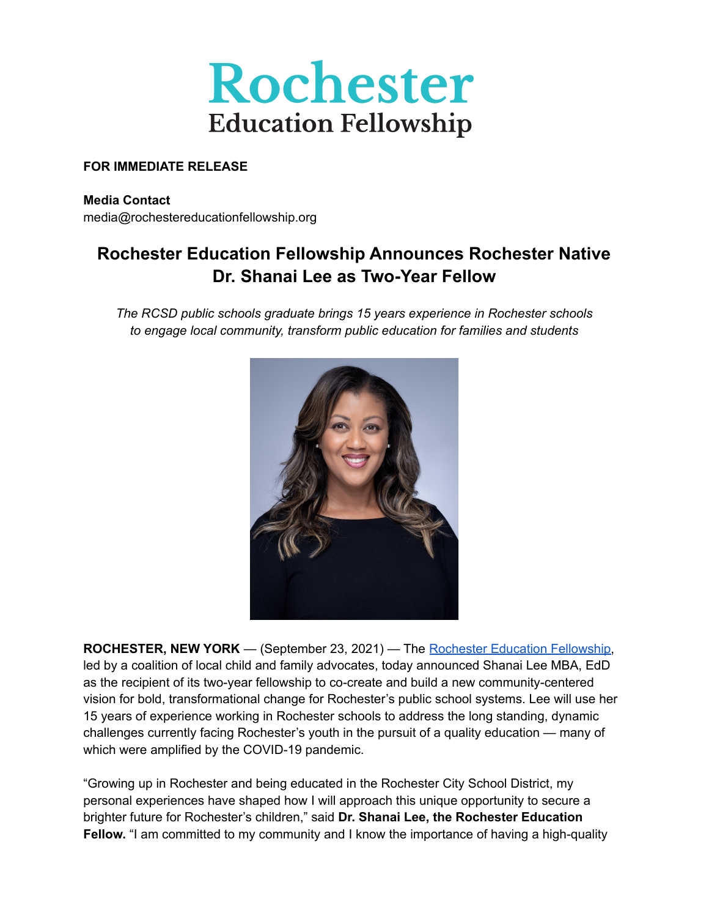# Rochester
## Education Fellowship

**FOR IMMEDIATE RELEASE**

**Media Contact**
media@rochestereducationfellowship.org

## Rochester Education Fellowship Announces Rochester Native Dr. Shanai Lee as Two-Year Fellow

*The RCSD public schools graduate brings 15 years experience in Rochester schools to engage local community, transform public education for families and students*

**ROCHESTER, NEW YORK** — (September 23, 2021) — The Rochester Education Fellowship, led by a coalition of local child and family advocates, today announced Shanai Lee MBA, EdD as the recipient of its two-year fellowship to co-create and build a new community-centered vision for bold, transformational change for Rochester's public school systems. Lee will use her 15 years of experience working in Rochester schools to address the long standing, dynamic challenges currently facing Rochester's youth in the pursuit of a quality education — many of which were amplified by the COVID-19 pandemic.

"Growing up in Rochester and being educated in the Rochester City School District, my personal experiences have shaped how I will approach this unique opportunity to secure a brighter future for Rochester's children," said **Dr. Shanai Lee, the Rochester Education Fellow.** "I am committed to my community and I know the importance of having a high-quality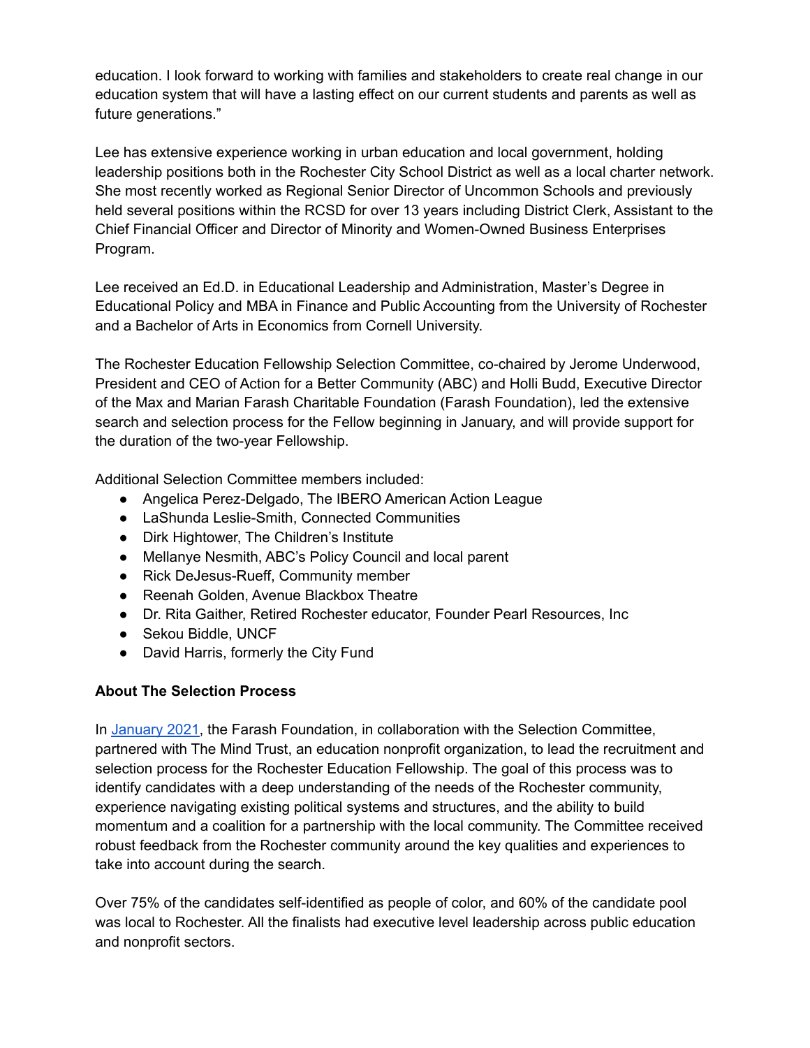education. I look forward to working with families and stakeholders to create real change in our education system that will have a lasting effect on our current students and parents as well as future generations."

Lee has extensive experience working in urban education and local government, holding leadership positions both in the Rochester City School District as well as a local charter network. She most recently worked as Regional Senior Director of Uncommon Schools and previously held several positions within the RCSD for over 13 years including District Clerk, Assistant to the Chief Financial Officer and Director of Minority and Women-Owned Business Enterprises Program.

Lee received an Ed.D. in Educational Leadership and Administration, Master's Degree in Educational Policy and MBA in Finance and Public Accounting from the University of Rochester and a Bachelor of Arts in Economics from Cornell University.

The Rochester Education Fellowship Selection Committee, co-chaired by Jerome Underwood, President and CEO of Action for a Better Community (ABC) and Holli Budd, Executive Director of the Max and Marian Farash Charitable Foundation (Farash Foundation), led the extensive search and selection process for the Fellow beginning in January, and will provide support for the duration of the two-year Fellowship.

Additional Selection Committee members included:

- Angelica Perez-Delgado, The IBERO American Action League
- LaShunda Leslie-Smith, Connected Communities
- Dirk Hightower, The Children's Institute
- Mellanye Nesmith, ABC's Policy Council and local parent
- Rick DeJesus-Rueff, Community member
- Reenah Golden, Avenue Blackbox Theatre
- Dr. Rita Gaither, Retired Rochester educator, Founder Pearl Resources, Inc
- Sekou Biddle, UNCF
- David Harris, formerly the City Fund

**About The Selection Process**

In January 2021, the Farash Foundation, in collaboration with the Selection Committee, partnered with The Mind Trust, an education nonprofit organization, to lead the recruitment and selection process for the Rochester Education Fellowship. The goal of this process was to identify candidates with a deep understanding of the needs of the Rochester community, experience navigating existing political systems and structures, and the ability to build momentum and a coalition for a partnership with the local community. The Committee received robust feedback from the Rochester community around the key qualities and experiences to take into account during the search.

Over 75% of the candidates self-identified as people of color, and 60% of the candidate pool was local to Rochester. All the finalists had executive level leadership across public education and nonprofit sectors.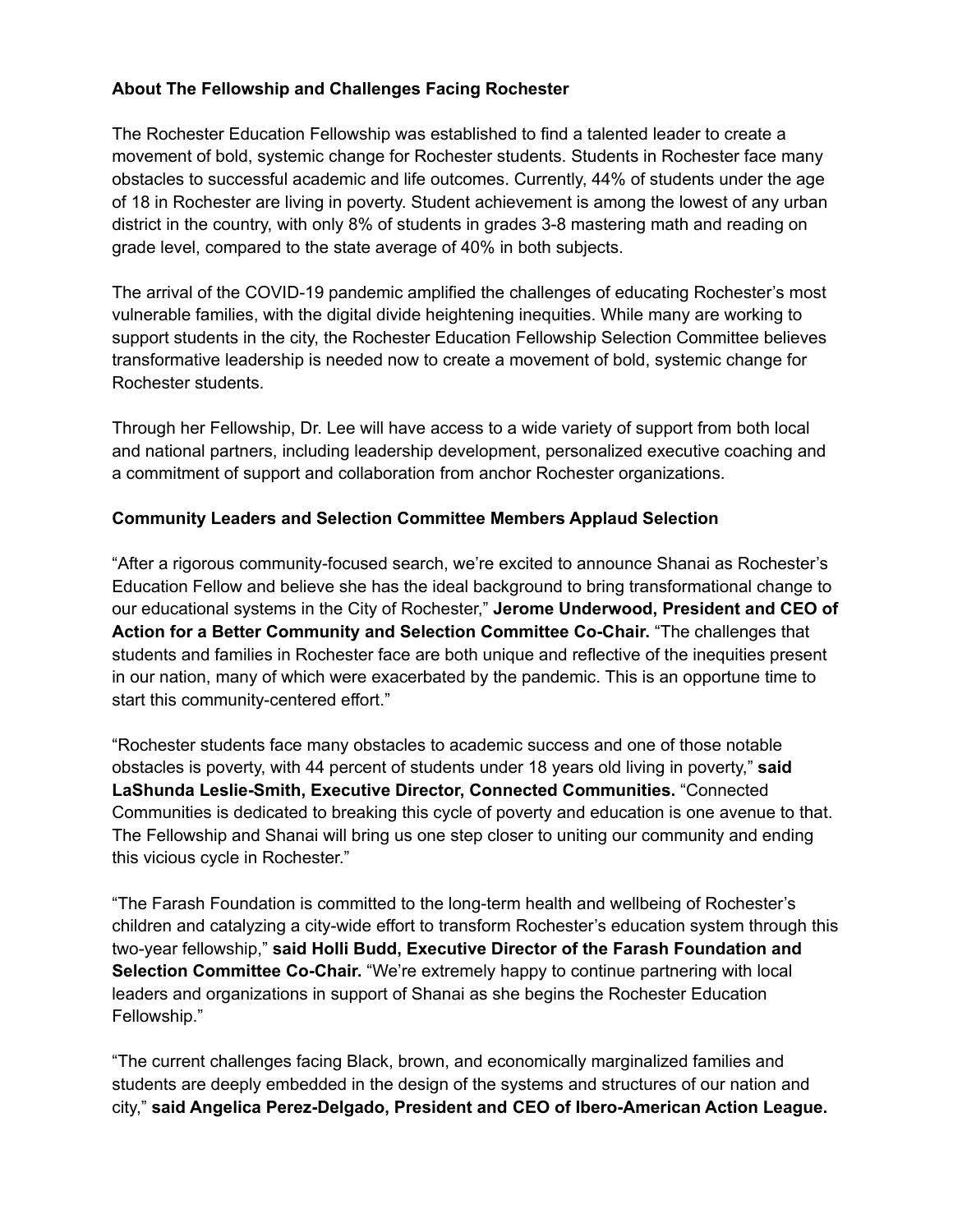**About The Fellowship and Challenges Facing Rochester**

The Rochester Education Fellowship was established to find a talented leader to create a movement of bold, systemic change for Rochester students. Students in Rochester face many obstacles to successful academic and life outcomes. Currently, 44% of students under the age of 18 in Rochester are living in poverty. Student achievement is among the lowest of any urban district in the country, with only 8% of students in grades 3-8 mastering math and reading on grade level, compared to the state average of 40% in both subjects.

The arrival of the COVID-19 pandemic amplified the challenges of educating Rochester's most vulnerable families, with the digital divide heightening inequities. While many are working to support students in the city, the Rochester Education Fellowship Selection Committee believes transformative leadership is needed now to create a movement of bold, systemic change for Rochester students.

Through her Fellowship, Dr. Lee will have access to a wide variety of support from both local and national partners, including leadership development, personalized executive coaching and a commitment of support and collaboration from anchor Rochester organizations.

**Community Leaders and Selection Committee Members Applaud Selection**

"After a rigorous community-focused search, we're excited to announce Shanai as Rochester's Education Fellow and believe she has the ideal background to bring transformational change to our educational systems in the City of Rochester," **Jerome Underwood, President and CEO of Action for a Better Community and Selection Committee Co-Chair.** "The challenges that students and families in Rochester face are both unique and reflective of the inequities present in our nation, many of which were exacerbated by the pandemic. This is an opportune time to start this community-centered effort."

"Rochester students face many obstacles to academic success and one of those notable obstacles is poverty, with 44 percent of students under 18 years old living in poverty," **said LaShunda Leslie-Smith, Executive Director, Connected Communities.** "Connected Communities is dedicated to breaking this cycle of poverty and education is one avenue to that. The Fellowship and Shanai will bring us one step closer to uniting our community and ending this vicious cycle in Rochester."

"The Farash Foundation is committed to the long-term health and wellbeing of Rochester's children and catalyzing a city-wide effort to transform Rochester's education system through this two-year fellowship," **said Holli Budd, Executive Director of the Farash Foundation and Selection Committee Co-Chair.** "We're extremely happy to continue partnering with local leaders and organizations in support of Shanai as she begins the Rochester Education Fellowship."

"The current challenges facing Black, brown, and economically marginalized families and students are deeply embedded in the design of the systems and structures of our nation and city," **said Angelica Perez-Delgado, President and CEO of Ibero-American Action League.**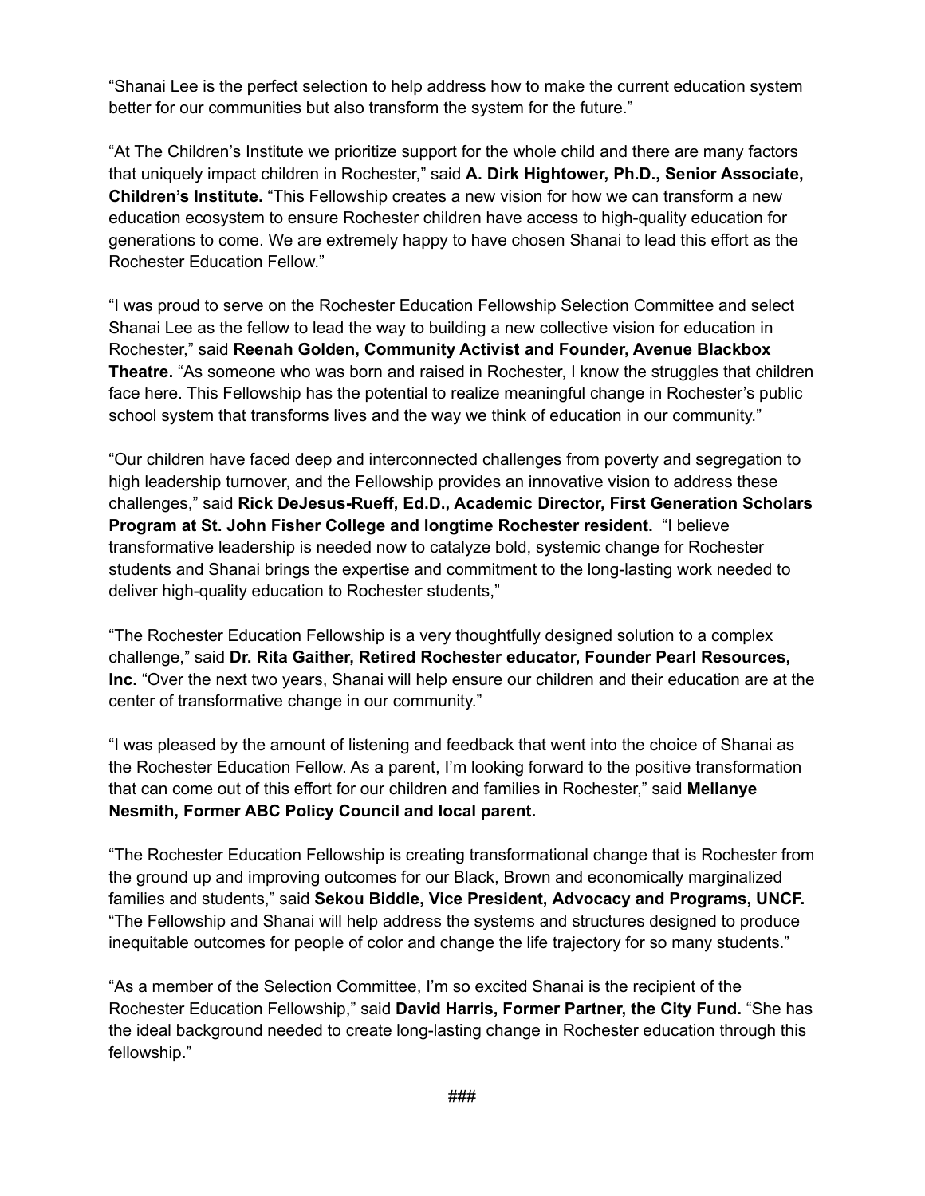"Shanai Lee is the perfect selection to help address how to make the current education system better for our communities but also transform the system for the future."

"At The Children's Institute we prioritize support for the whole child and there are many factors that uniquely impact children in Rochester," said **A. Dirk Hightower, Ph.D., Senior Associate, Children's Institute.** "This Fellowship creates a new vision for how we can transform a new education ecosystem to ensure Rochester children have access to high-quality education for generations to come. We are extremely happy to have chosen Shanai to lead this effort as the Rochester Education Fellow."

"I was proud to serve on the Rochester Education Fellowship Selection Committee and select Shanai Lee as the fellow to lead the way to building a new collective vision for education in Rochester," said **Reenah Golden, Community Activist and Founder, Avenue Blackbox Theatre.** "As someone who was born and raised in Rochester, I know the struggles that children face here. This Fellowship has the potential to realize meaningful change in Rochester's public school system that transforms lives and the way we think of education in our community."

"Our children have faced deep and interconnected challenges from poverty and segregation to high leadership turnover, and the Fellowship provides an innovative vision to address these challenges," said **Rick DeJesus-Rueff, Ed.D., Academic Director, First Generation Scholars Program at St. John Fisher College and longtime Rochester resident.** "I believe transformative leadership is needed now to catalyze bold, systemic change for Rochester students and Shanai brings the expertise and commitment to the long-lasting work needed to deliver high-quality education to Rochester students,"

"The Rochester Education Fellowship is a very thoughtfully designed solution to a complex challenge," said **Dr. Rita Gaither, Retired Rochester educator, Founder Pearl Resources, Inc.** "Over the next two years, Shanai will help ensure our children and their education are at the center of transformative change in our community."

"I was pleased by the amount of listening and feedback that went into the choice of Shanai as the Rochester Education Fellow. As a parent, I'm looking forward to the positive transformation that can come out of this effort for our children and families in Rochester," said **Mellanye Nesmith, Former ABC Policy Council and local parent.**

"The Rochester Education Fellowship is creating transformational change that is Rochester from the ground up and improving outcomes for our Black, Brown and economically marginalized families and students," said **Sekou Biddle, Vice President, Advocacy and Programs, UNCF.** "The Fellowship and Shanai will help address the systems and structures designed to produce inequitable outcomes for people of color and change the life trajectory for so many students."

"As a member of the Selection Committee, I'm so excited Shanai is the recipient of the Rochester Education Fellowship," said **David Harris, Former Partner, the City Fund.** "She has the ideal background needed to create long-lasting change in Rochester education through this fellowship."

###